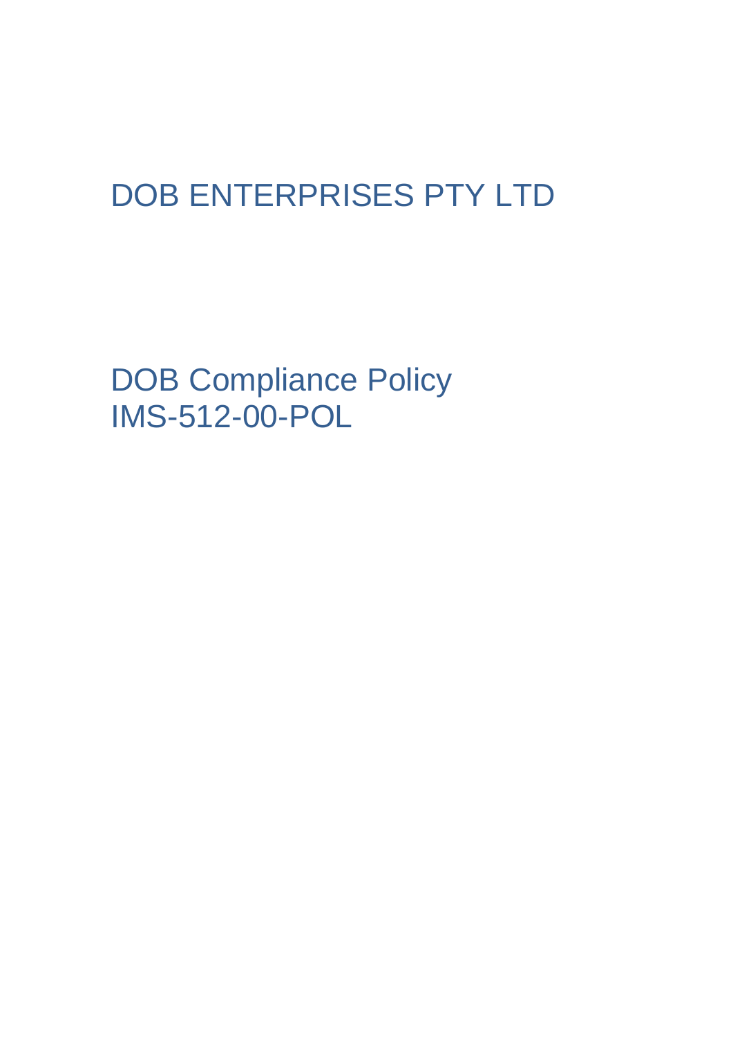# DOB ENTERPRISES PTY LTD

## DOB Compliance Policy
## IMS-512-00-POL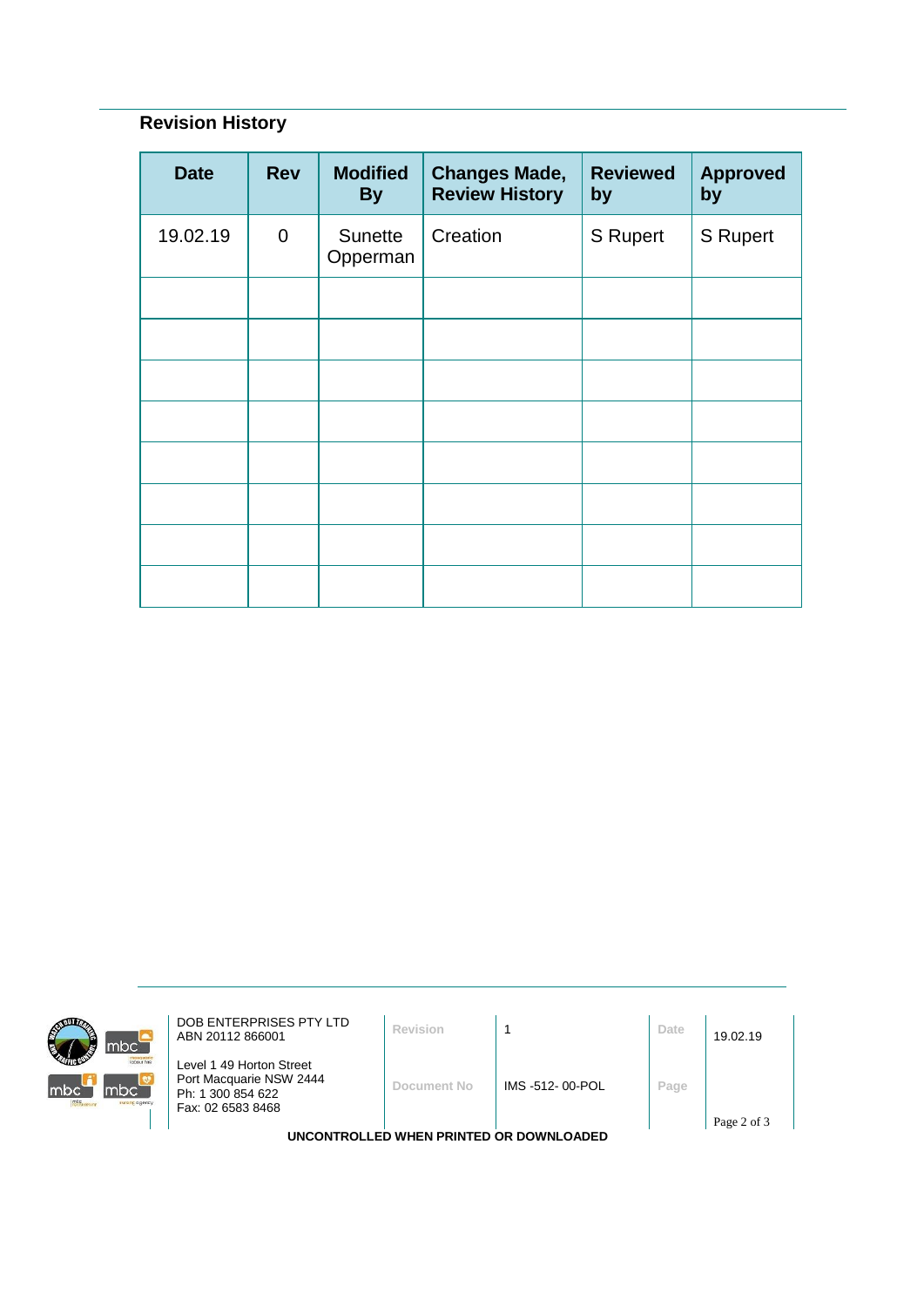## Revision History

| Date | Rev | Modified By | Changes Made, Review History | Reviewed by | Approved by |
|---|---|---|---|---|---|
| 19.02.19 | 0 | Sunette Opperman | Creation | S Rupert | S Rupert |
| | | | | | |
| | | | | | |
| | | | | | |
| | | | | | |
| | | | | | |
| | | | | | |
| | | | | | |
| | | | | | |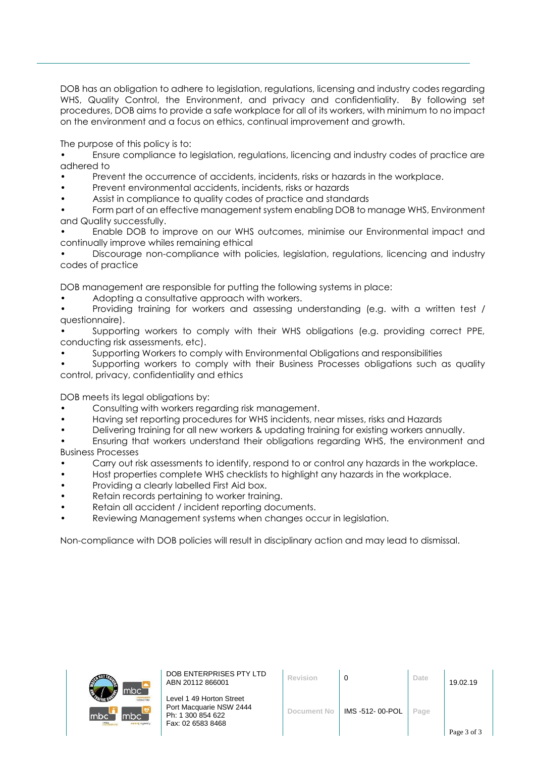DOB has an obligation to adhere to legislation, regulations, licensing and industry codes regarding WHS, Quality Control, the Environment, and privacy and confidentiality. By following set procedures, DOB aims to provide a safe workplace for all of its workers, with minimum to no impact on the environment and a focus on ethics, continual improvement and growth.

The purpose of this policy is to:

- Ensure compliance to legislation, regulations, licencing and industry codes of practice are adhered to
- Prevent the occurrence of accidents, incidents, risks or hazards in the workplace.
- Prevent environmental accidents, incidents, risks or hazards
- Assist in compliance to quality codes of practice and standards
- Form part of an effective management system enabling DOB to manage WHS, Environment and Quality successfully.
- Enable DOB to improve on our WHS outcomes, minimise our Environmental impact and continually improve whiles remaining ethical
- Discourage non-compliance with policies, legislation, regulations, licencing and industry codes of practice

DOB management are responsible for putting the following systems in place:

- Adopting a consultative approach with workers.
- Providing training for workers and assessing understanding (e.g. with a written test / questionnaire).
- Supporting workers to comply with their WHS obligations (e.g. providing correct PPE, conducting risk assessments, etc).
- Supporting Workers to comply with Environmental Obligations and responsibilities
- Supporting workers to comply with their Business Processes obligations such as quality control, privacy, confidentiality and ethics

DOB meets its legal obligations by:

- Consulting with workers regarding risk management.
- Having set reporting procedures for WHS incidents, near misses, risks and Hazards
- Delivering training for all new workers & updating training for existing workers annually.
- Ensuring that workers understand their obligations regarding WHS, the environment and Business Processes
- Carry out risk assessments to identify, respond to or control any hazards in the workplace.
- Host properties complete WHS checklists to highlight any hazards in the workplace.
- Providing a clearly labelled First Aid box.
- Retain records pertaining to worker training.
- Retain all accident / incident reporting documents.
- Reviewing Management systems when changes occur in legislation.

Non-compliance with DOB policies will result in disciplinary action and may lead to dismissal.

| | | | | | |
|---|---|---|---|---|---|
| DOB ENTERPRISES PTY LTD<br>ABN 20112 866001<br>Level 1 49 Horton Street<br>Port Macquarie NSW 2444<br>Ph: 1 300 854 622<br>Fax: 02 6583 8468 | Revision | 0 | Date | 19.02.19 |
| | Document No | IMS -512- 00-POL | Page | |